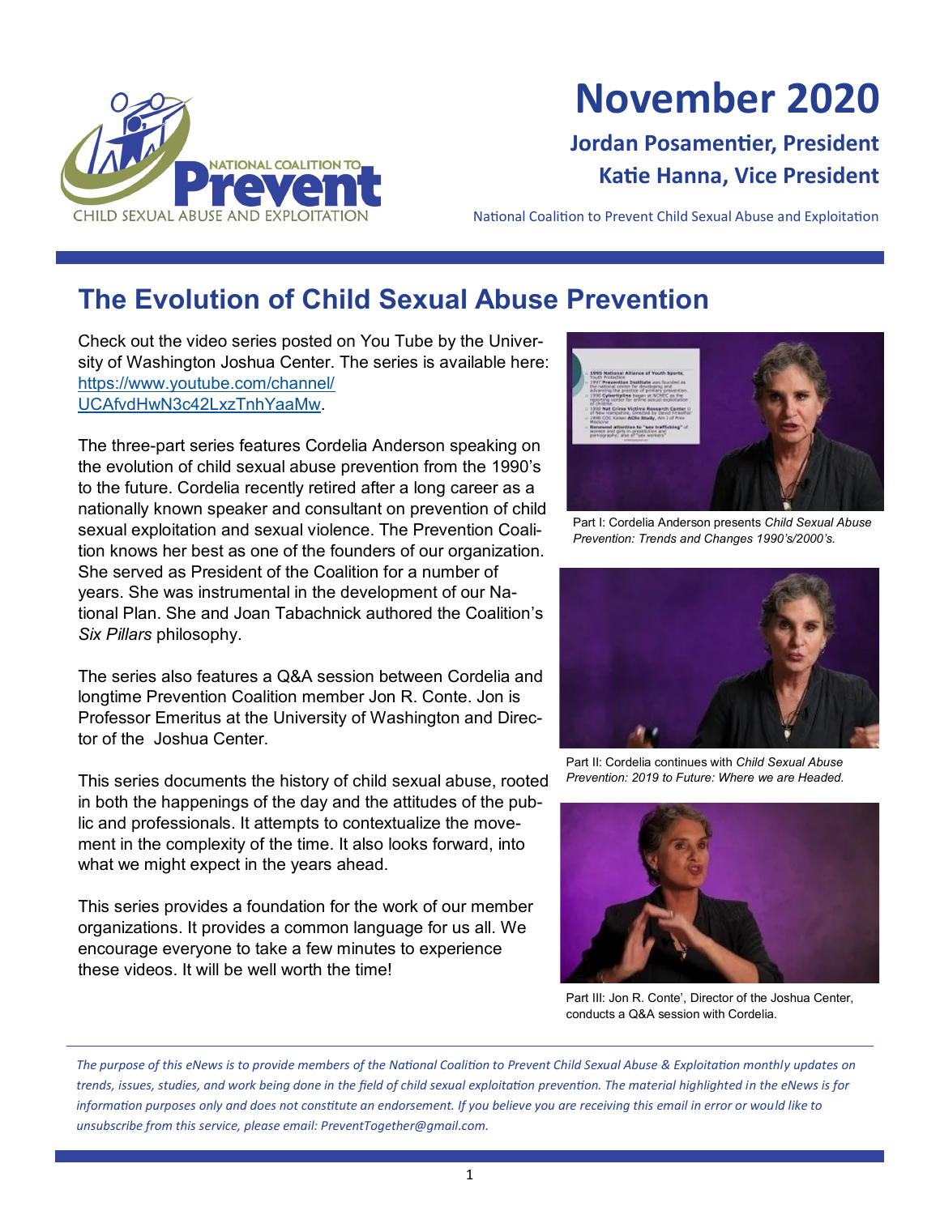# November 2020

**Jordan Posamentier, President**
**Katie Hanna, Vice President**

National Coalition to Prevent Child Sexual Abuse and Exploitation

## The Evolution of Child Sexual Abuse Prevention

Check out the video series posted on You Tube by the University of Washington Joshua Center. The series is available here: [https://www.youtube.com/channel/UCAfvdHwN3c42LxzTnhYaaMw](https://www.youtube.com/channel/UCAfvdHwN3c42LxzTnhYaaMw).

The three-part series features Cordelia Anderson speaking on the evolution of child sexual abuse prevention from the 1990's to the future. Cordelia recently retired after a long career as a nationally known speaker and consultant on prevention of child sexual exploitation and sexual violence. The Prevention Coalition knows her best as one of the founders of our organization. She served as President of the Coalition for a number of years. She was instrumental in the development of our National Plan. She and Joan Tabachnick authored the Coalition's *Six Pillars* philosophy.

The series also features a Q&A session between Cordelia and longtime Prevention Coalition member Jon R. Conte. Jon is Professor Emeritus at the University of Washington and Director of the Joshua Center.

This series documents the history of child sexual abuse, rooted in both the happenings of the day and the attitudes of the public and professionals. It attempts to contextualize the movement in the complexity of the time. It also looks forward, into what we might expect in the years ahead.

This series provides a foundation for the work of our member organizations. It provides a common language for us all. We encourage everyone to take a few minutes to experience these videos. It will be well worth the time!

Part I: Cordelia Anderson presents *Child Sexual Abuse Prevention: Trends and Changes 1990's/2000's.*

Part II: Cordelia continues with *Child Sexual Abuse Prevention: 2019 to Future: Where we are Headed.*

Part III: Jon R. Conte', Director of the Joshua Center, conducts a Q&A session with Cordelia.

---

*The purpose of this eNews is to provide members of the National Coalition to Prevent Child Sexual Abuse & Exploitation monthly updates on trends, issues, studies, and work being done in the field of child sexual exploitation prevention. The material highlighted in the eNews is for information purposes only and does not constitute an endorsement. If you believe you are receiving this email in error or would like to unsubscribe from this service, please email: PreventTogether@gmail.com.*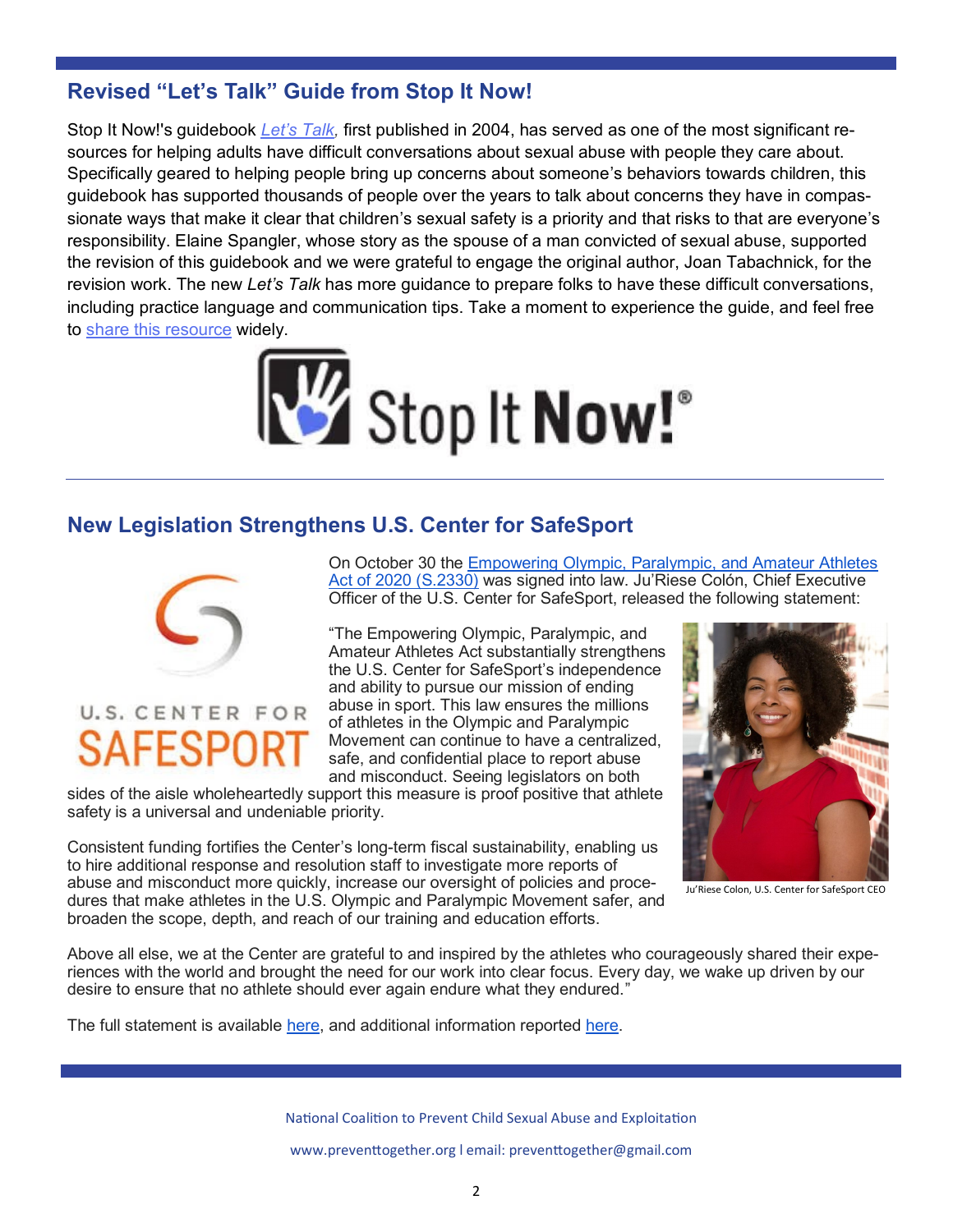## Revised “Let’s Talk” Guide from Stop It Now!

Stop It Now!'s guidebook *Let’s Talk,* first published in 2004, has served as one of the most significant resources for helping adults have difficult conversations about sexual abuse with people they care about. Specifically geared to helping people bring up concerns about someone’s behaviors towards children, this guidebook has supported thousands of people over the years to talk about concerns they have in compassionate ways that make it clear that children’s sexual safety is a priority and that risks to that are everyone’s responsibility. Elaine Spangler, whose story as the spouse of a man convicted of sexual abuse, supported the revision of this guidebook and we were grateful to engage the original author, Joan Tabachnick, for the revision work. The new *Let’s Talk* has more guidance to prepare folks to have these difficult conversations, including practice language and communication tips. Take a moment to experience the guide, and feel free to share this resource widely.

Stop It Now!®

## New Legislation Strengthens U.S. Center for SafeSport

U.S. CENTER FOR SAFESPORT

On October 30 the Empowering Olympic, Paralympic, and Amateur Athletes Act of 2020 (S.2330) was signed into law. Ju’Riese Colón, Chief Executive Officer of the U.S. Center for SafeSport, released the following statement:

“The Empowering Olympic, Paralympic, and Amateur Athletes Act substantially strengthens the U.S. Center for SafeSport’s independence and ability to pursue our mission of ending abuse in sport. This law ensures the millions of athletes in the Olympic and Paralympic Movement can continue to have a centralized, safe, and confidential place to report abuse and misconduct. Seeing legislators on both sides of the aisle wholeheartedly support this measure is proof positive that athlete safety is a universal and undeniable priority.

Consistent funding fortifies the Center’s long-term fiscal sustainability, enabling us to hire additional response and resolution staff to investigate more reports of abuse and misconduct more quickly, increase our oversight of policies and procedures that make athletes in the U.S. Olympic and Paralympic Movement safer, and broaden the scope, depth, and reach of our training and education efforts.

Ju’Riese Colon, U.S. Center for SafeSport CEO

Above all else, we at the Center are grateful to and inspired by the athletes who courageously shared their experiences with the world and brought the need for our work into clear focus. Every day, we wake up driven by our desire to ensure that no athlete should ever again endure what they endured.”

The full statement is available here, and additional information reported here.

National Coalition to Prevent Child Sexual Abuse and Exploitation

www.preventtogether.org l email: preventtogether@gmail.com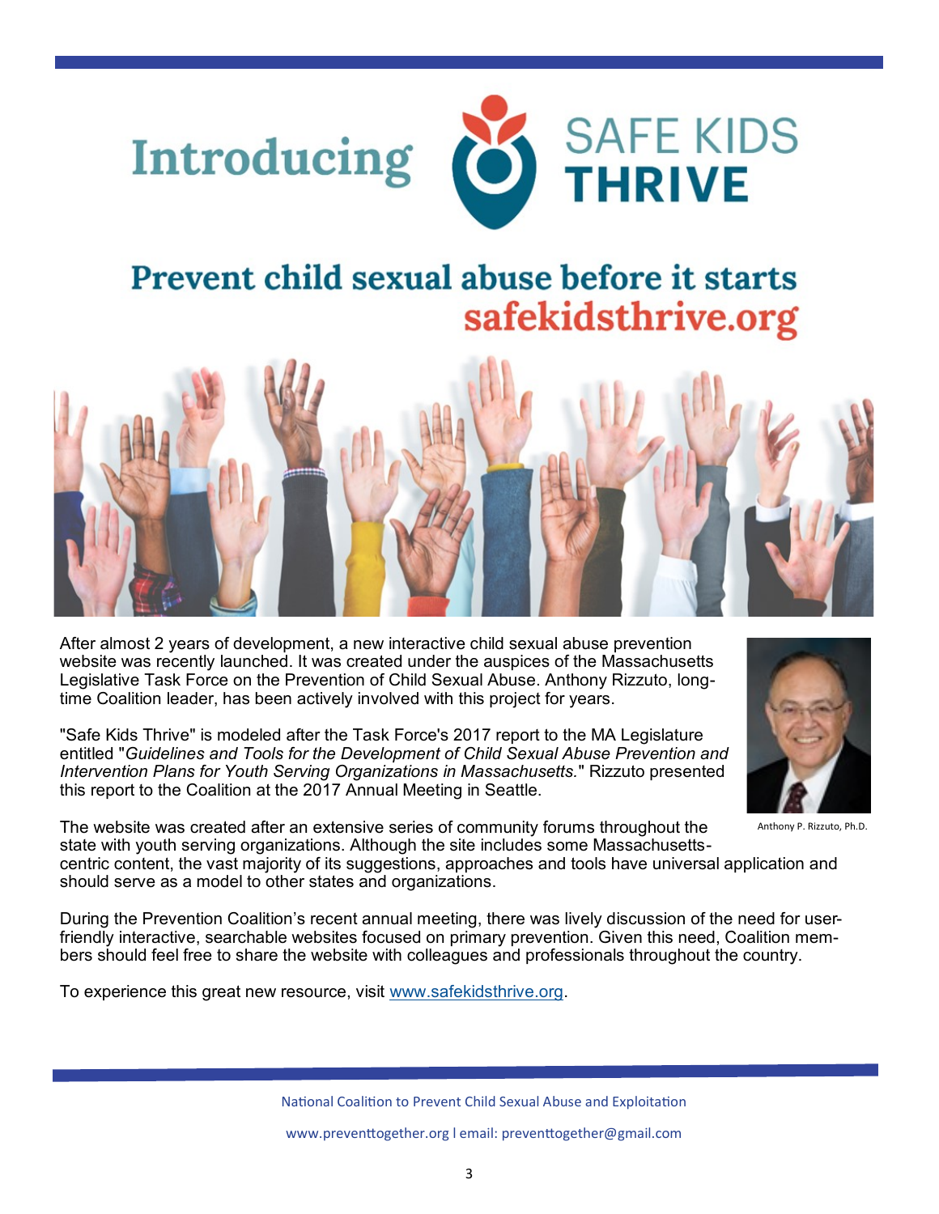# Introducing SAFE KIDS THRIVE

## Prevent child sexual abuse before it starts
## safekidsthrive.org

After almost 2 years of development, a new interactive child sexual abuse prevention website was recently launched. It was created under the auspices of the Massachusetts Legislative Task Force on the Prevention of Child Sexual Abuse. Anthony Rizzuto, long-time Coalition leader, has been actively involved with this project for years.

"Safe Kids Thrive" is modeled after the Task Force's 2017 report to the MA Legislature entitled "*Guidelines and Tools for the Development of Child Sexual Abuse Prevention and Intervention Plans for Youth Serving Organizations in Massachusetts.*" Rizzuto presented this report to the Coalition at the 2017 Annual Meeting in Seattle.

Anthony P. Rizzuto, Ph.D.

The website was created after an extensive series of community forums throughout the state with youth serving organizations. Although the site includes some Massachusetts-centric content, the vast majority of its suggestions, approaches and tools have universal application and should serve as a model to other states and organizations.

During the Prevention Coalition's recent annual meeting, there was lively discussion of the need for user-friendly interactive, searchable websites focused on primary prevention. Given this need, Coalition members should feel free to share the website with colleagues and professionals throughout the country.

To experience this great new resource, visit [www.safekidsthrive.org](http://www.safekidsthrive.org).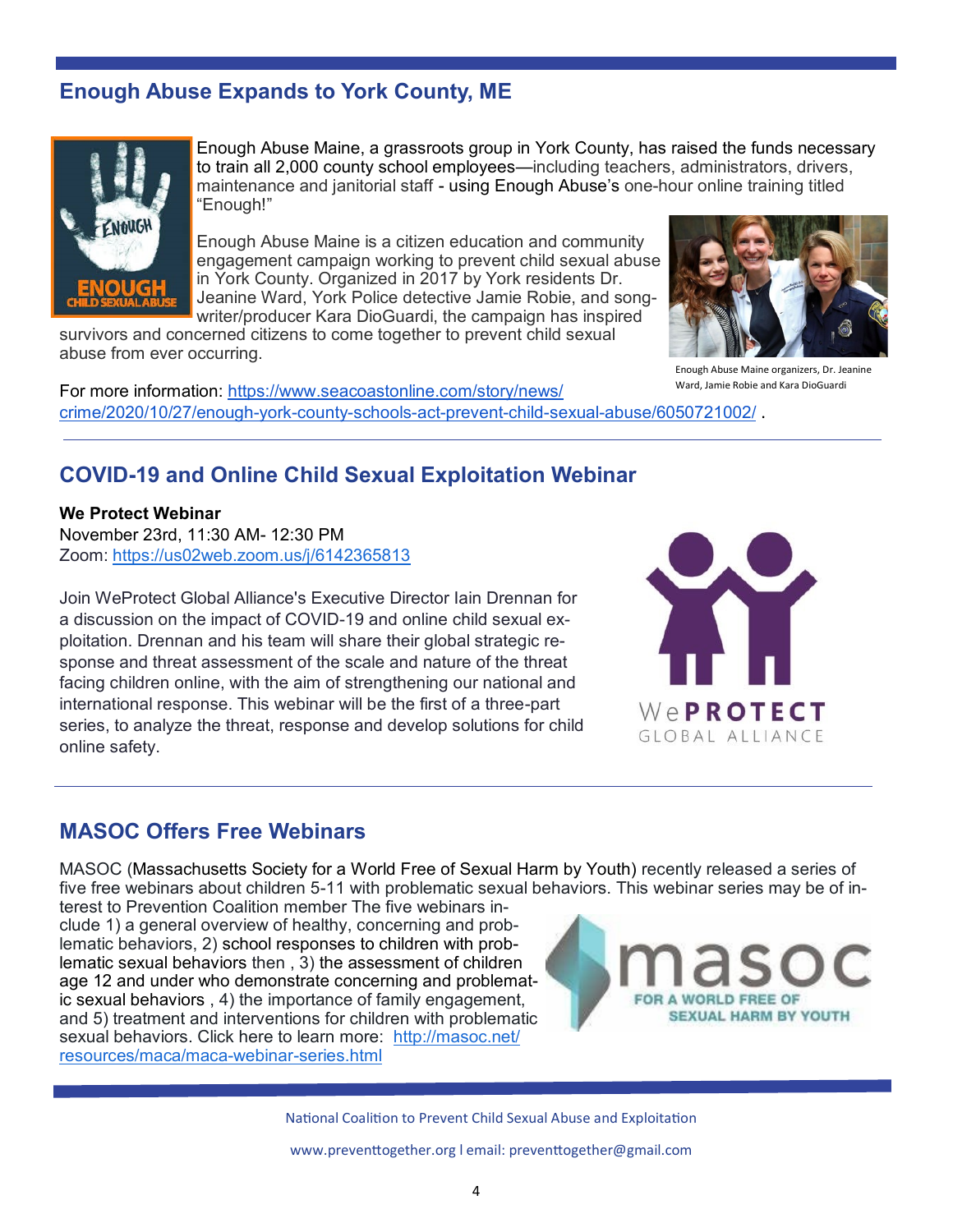## Enough Abuse Expands to York County, ME

Enough Abuse Maine, a grassroots group in York County, has raised the funds necessary to train all 2,000 county school employees—including teachers, administrators, drivers, maintenance and janitorial staff - using Enough Abuse's one-hour online training titled "Enough!"

Enough Abuse Maine is a citizen education and community engagement campaign working to prevent child sexual abuse in York County. Organized in 2017 by York residents Dr. Jeanine Ward, York Police detective Jamie Robie, and song-writer/producer Kara DioGuardi, the campaign has inspired survivors and concerned citizens to come together to prevent child sexual abuse from ever occurring.

Enough Abuse Maine organizers, Dr. Jeanine Ward, Jamie Robie and Kara DioGuardi

For more information: https://www.seacoastonline.com/story/news/crime/2020/10/27/enough-york-county-schools-act-prevent-child-sexual-abuse/6050721002/ .

---

## COVID-19 and Online Child Sexual Exploitation Webinar

**We Protect Webinar**
November 23rd, 11:30 AM- 12:30 PM
Zoom: https://us02web.zoom.us/j/6142365813

Join WeProtect Global Alliance's Executive Director Iain Drennan for a discussion on the impact of COVID-19 and online child sexual exploitation. Drennan and his team will share their global strategic response and threat assessment of the scale and nature of the threat facing children online, with the aim of strengthening our national and international response. This webinar will be the first of a three-part series, to analyze the threat, response and develop solutions for child online safety.

---

## MASOC Offers Free Webinars

MASOC (Massachusetts Society for a World Free of Sexual Harm by Youth) recently released a series of five free webinars about children 5-11 with problematic sexual behaviors. This webinar series may be of interest to Prevention Coalition member The five webinars include 1) a general overview of healthy, concerning and problematic behaviors, 2) school responses to children with problematic sexual behaviors then , 3) the assessment of children age 12 and under who demonstrate concerning and problematic sexual behaviors , 4) the importance of family engagement, and 5) treatment and interventions for children with problematic sexual behaviors. Click here to learn more: http://masoc.net/resources/maca/maca-webinar-series.html

National Coalition to Prevent Child Sexual Abuse and Exploitation

www.preventtogether.org l email: preventtogether@gmail.com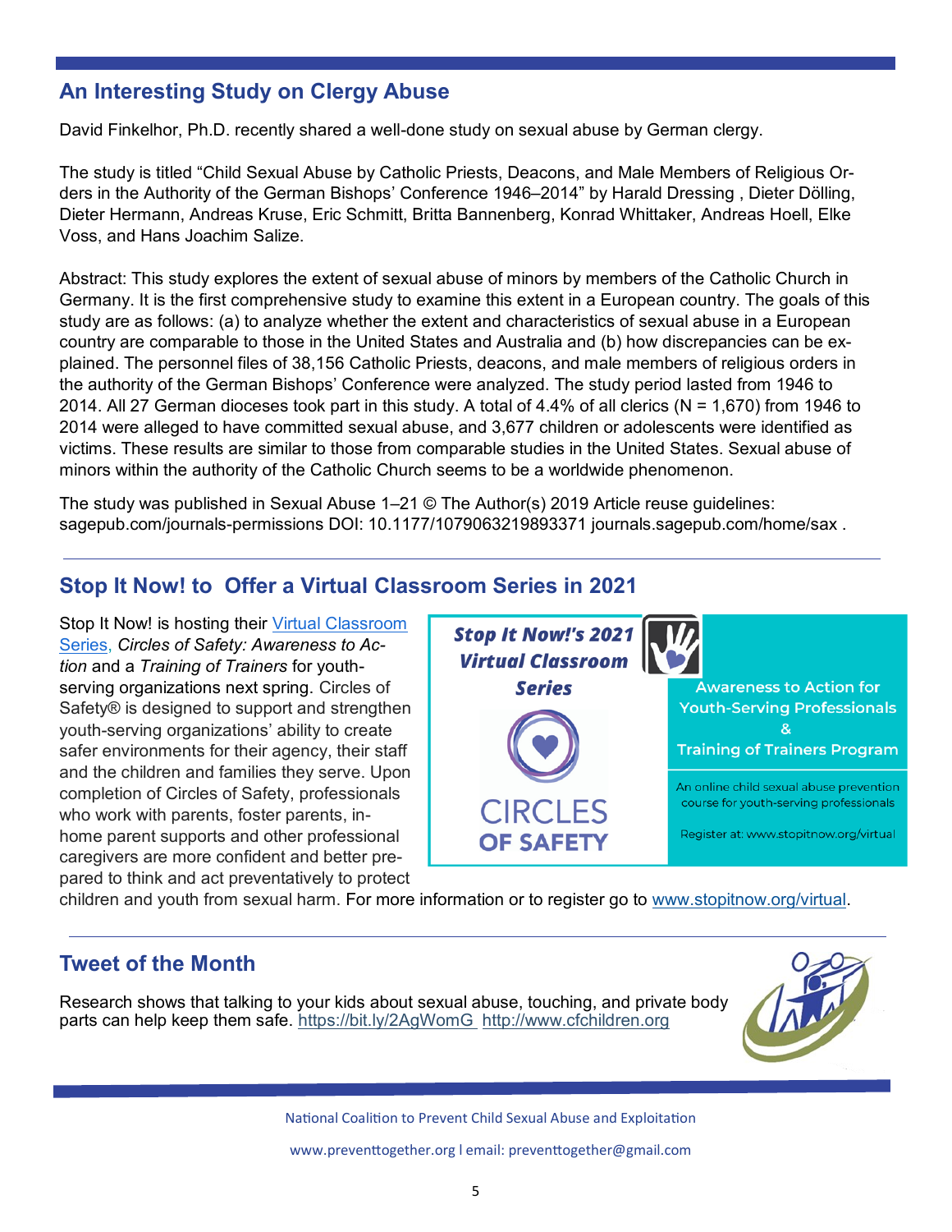## An Interesting Study on Clergy Abuse

David Finkelhor, Ph.D. recently shared a well-done study on sexual abuse by German clergy.

The study is titled "Child Sexual Abuse by Catholic Priests, Deacons, and Male Members of Religious Orders in the Authority of the German Bishops' Conference 1946–2014" by Harald Dressing , Dieter Dölling, Dieter Hermann, Andreas Kruse, Eric Schmitt, Britta Bannenberg, Konrad Whittaker, Andreas Hoell, Elke Voss, and Hans Joachim Salize.

Abstract: This study explores the extent of sexual abuse of minors by members of the Catholic Church in Germany. It is the first comprehensive study to examine this extent in a European country. The goals of this study are as follows: (a) to analyze whether the extent and characteristics of sexual abuse in a European country are comparable to those in the United States and Australia and (b) how discrepancies can be explained. The personnel files of 38,156 Catholic Priests, deacons, and male members of religious orders in the authority of the German Bishops' Conference were analyzed. The study period lasted from 1946 to 2014. All 27 German dioceses took part in this study. A total of 4.4% of all clerics (N = 1,670) from 1946 to 2014 were alleged to have committed sexual abuse, and 3,677 children or adolescents were identified as victims. These results are similar to those from comparable studies in the United States. Sexual abuse of minors within the authority of the Catholic Church seems to be a worldwide phenomenon.

The study was published in Sexual Abuse 1–21 © The Author(s) 2019 Article reuse guidelines: sagepub.com/journals-permissions DOI: 10.1177/1079063219893371 journals.sagepub.com/home/sax .

## Stop It Now! to Offer a Virtual Classroom Series in 2021

Stop It Now! is hosting their [Virtual Classroom Series](www.stopitnow.org/virtual), *Circles of Safety: Awareness to Action* and a *Training of Trainers* for youth-serving organizations next spring. Circles of Safety® is designed to support and strengthen youth-serving organizations' ability to create safer environments for their agency, their staff and the children and families they serve. Upon completion of Circles of Safety, professionals who work with parents, foster parents, in-home parent supports and other professional caregivers are more confident and better prepared to think and act preventatively to protect children and youth from sexual harm. For more information or to register go to [www.stopitnow.org/virtual](www.stopitnow.org/virtual).

**Stop It Now!'s 2021 Virtual Classroom Series**

CIRCLES OF SAFETY

Awareness to Action for Youth-Serving Professionals & Training of Trainers Program

An online child sexual abuse prevention course for youth-serving professionals

Register at: www.stopitnow.org/virtual

## Tweet of the Month

Research shows that talking to your kids about sexual abuse, touching, and private body parts can help keep them safe. [https://bit.ly/2AgWomG](https://bit.ly/2AgWomG) [http://www.cfchildren.org](http://www.cfchildren.org)

National Coalition to Prevent Child Sexual Abuse and Exploitation

www.preventtogether.org l email: preventtogether@gmail.com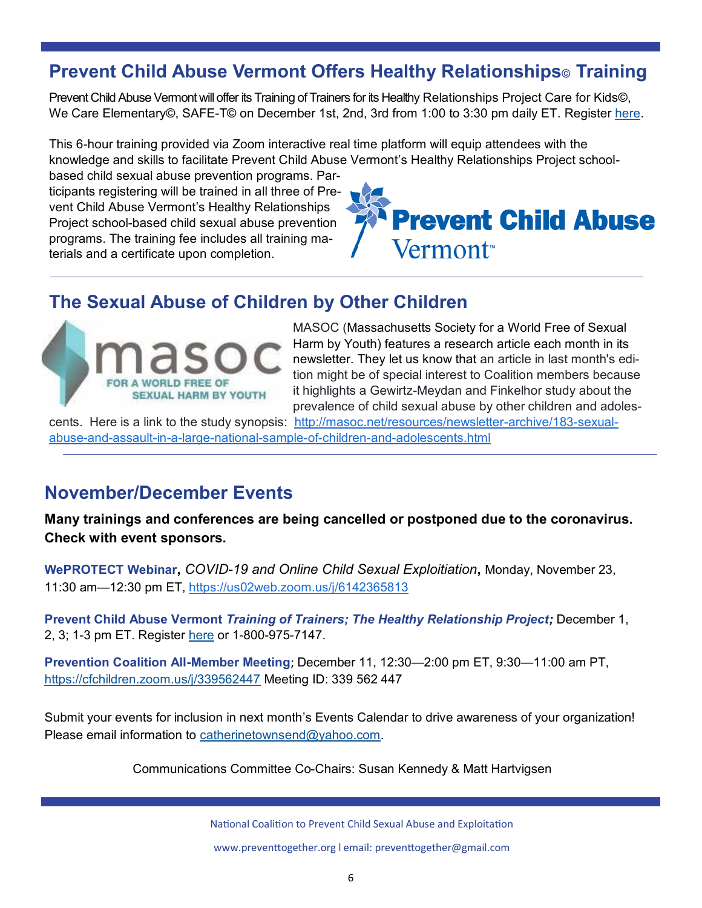## Prevent Child Abuse Vermont Offers Healthy Relationships© Training

Prevent Child Abuse Vermont will offer its Training of Trainers for its Healthy Relationships Project Care for Kids©, We Care Elementary©, SAFE-T© on December 1st, 2nd, 3rd from 1:00 to 3:30 pm daily ET. Register here.

This 6-hour training provided via Zoom interactive real time platform will equip attendees with the knowledge and skills to facilitate Prevent Child Abuse Vermont's Healthy Relationships Project school-based child sexual abuse prevention programs. Participants registering will be trained in all three of Prevent Child Abuse Vermont's Healthy Relationships Project school-based child sexual abuse prevention programs. The training fee includes all training materials and a certificate upon completion.

Prevent Child Abuse Vermont™

## The Sexual Abuse of Children by Other Children

masoc FOR A WORLD FREE OF SEXUAL HARM BY YOUTH

MASOC (Massachusetts Society for a World Free of Sexual Harm by Youth) features a research article each month in its newsletter. They let us know that an article in last month's edition might be of special interest to Coalition members because it highlights a Gewirtz-Meydan and Finkelhor study about the prevalence of child sexual abuse by other children and adolescents. Here is a link to the study synopsis: http://masoc.net/resources/newsletter-archive/183-sexual-abuse-and-assault-in-a-large-national-sample-of-children-and-adolescents.html

## November/December Events

**Many trainings and conferences are being cancelled or postponed due to the coronavirus. Check with event sponsors.**

**WePROTECT Webinar**, *COVID-19 and Online Child Sexual Exploitiation*, Monday, November 23, 11:30 am—12:30 pm ET, https://us02web.zoom.us/j/6142365813

**Prevent Child Abuse Vermont *Training of Trainers; The Healthy Relationship Project;*** December 1, 2, 3; 1-3 pm ET. Register here or 1-800-975-7147.

**Prevention Coalition All-Member Meeting**; December 11, 12:30—2:00 pm ET, 9:30—11:00 am PT, https://cfchildren.zoom.us/j/339562447 Meeting ID: 339 562 447

Submit your events for inclusion in next month's Events Calendar to drive awareness of your organization! Please email information to catherinetownsend@yahoo.com.

Communications Committee Co-Chairs: Susan Kennedy & Matt Hartvigsen

National Coalition to Prevent Child Sexual Abuse and Exploitation

www.preventtogether.org l email: preventtogether@gmail.com